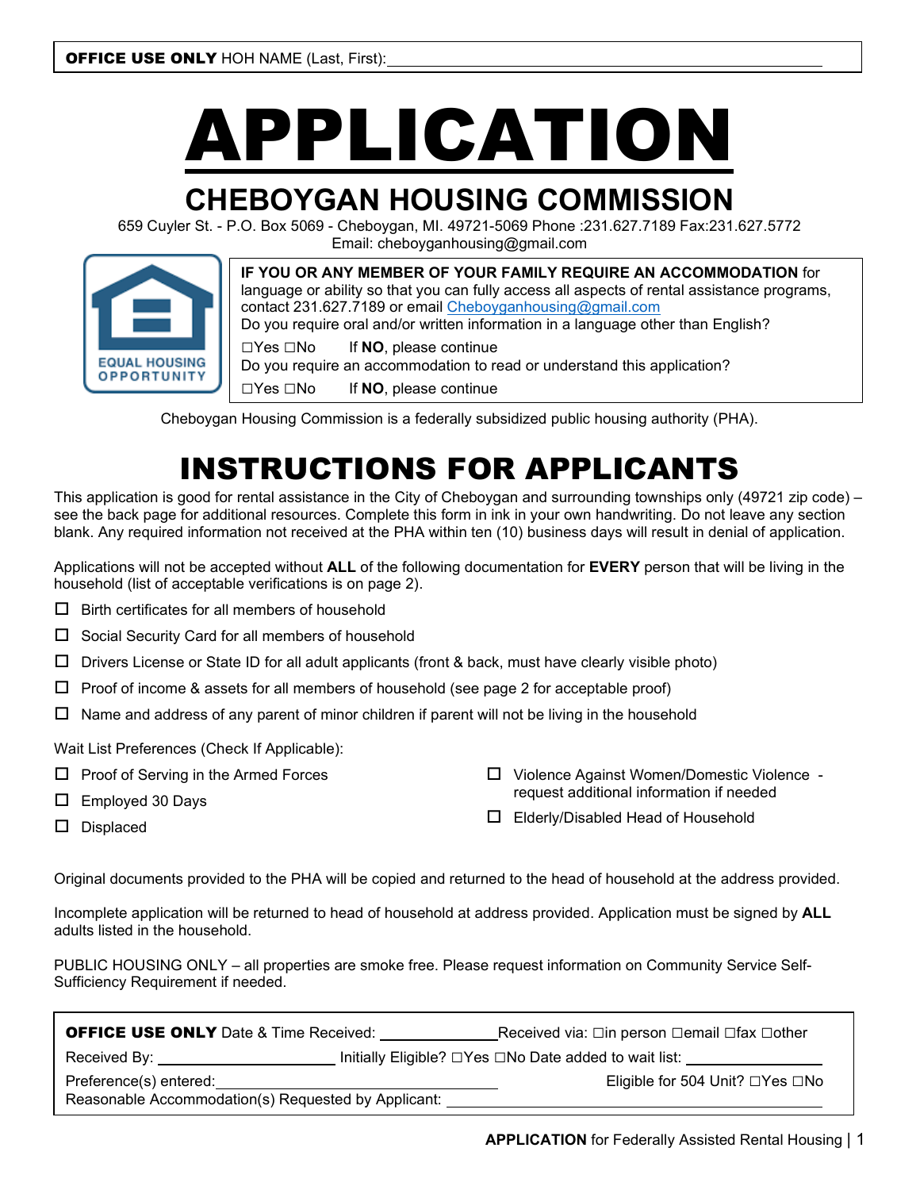**OFFICE USE ONLY** HOH NAME (Last, First): ____________________

# APPLICATION

## CHEBOYGAN HOUSING COMMISSION

659 Cuyler St. - P.O. Box 5069 - Cheboygan, MI. 49721-5069 Phone :231.627.7189 Fax:231.627.5772
Email: cheboyganhousing@gmail.com

EQUAL HOUSING OPPORTUNITY

**IF YOU OR ANY MEMBER OF YOUR FAMILY REQUIRE AN ACCOMMODATION** for language or ability so that you can fully access all aspects of rental assistance programs, contact 231.627.7189 or email Cheboyganhousing@gmail.com
Do you require oral and/or written information in a language other than English?

☐Yes ☐No  If **NO**, please continue

Do you require an accommodation to read or understand this application?

☐Yes ☐No  If **NO**, please continue

Cheboygan Housing Commission is a federally subsidized public housing authority (PHA).

# INSTRUCTIONS FOR APPLICANTS

This application is good for rental assistance in the City of Cheboygan and surrounding townships only (49721 zip code) – see the back page for additional resources. Complete this form in ink in your own handwriting. Do not leave any section blank. Any required information not received at the PHA within ten (10) business days will result in denial of application.

Applications will not be accepted without **ALL** of the following documentation for **EVERY** person that will be living in the household (list of acceptable verifications is on page 2).

- ☐ Birth certificates for all members of household
- ☐ Social Security Card for all members of household
- ☐ Drivers License or State ID for all adult applicants (front & back, must have clearly visible photo)
- ☐ Proof of income & assets for all members of household (see page 2 for acceptable proof)
- ☐ Name and address of any parent of minor children if parent will not be living in the household

Wait List Preferences (Check If Applicable):

- ☐ Proof of Serving in the Armed Forces
- ☐ Employed 30 Days
- ☐ Displaced
- ☐ Violence Against Women/Domestic Violence - request additional information if needed
- ☐ Elderly/Disabled Head of Household

Original documents provided to the PHA will be copied and returned to the head of household at the address provided.

Incomplete application will be returned to head of household at address provided. Application must be signed by **ALL** adults listed in the household.

PUBLIC HOUSING ONLY – all properties are smoke free. Please request information on Community Service Self-Sufficiency Requirement if needed.

**OFFICE USE ONLY** Date & Time Received: ____________ Received via: ☐in person ☐email ☐fax ☐other

Received By: ____________ Initially Eligible? ☐Yes ☐No Date added to wait list: ____________

Preference(s) entered: ____________ Eligible for 504 Unit? ☐Yes ☐No

Reasonable Accommodation(s) Requested by Applicant: ____________

**APPLICATION** for Federally Assisted Rental Housing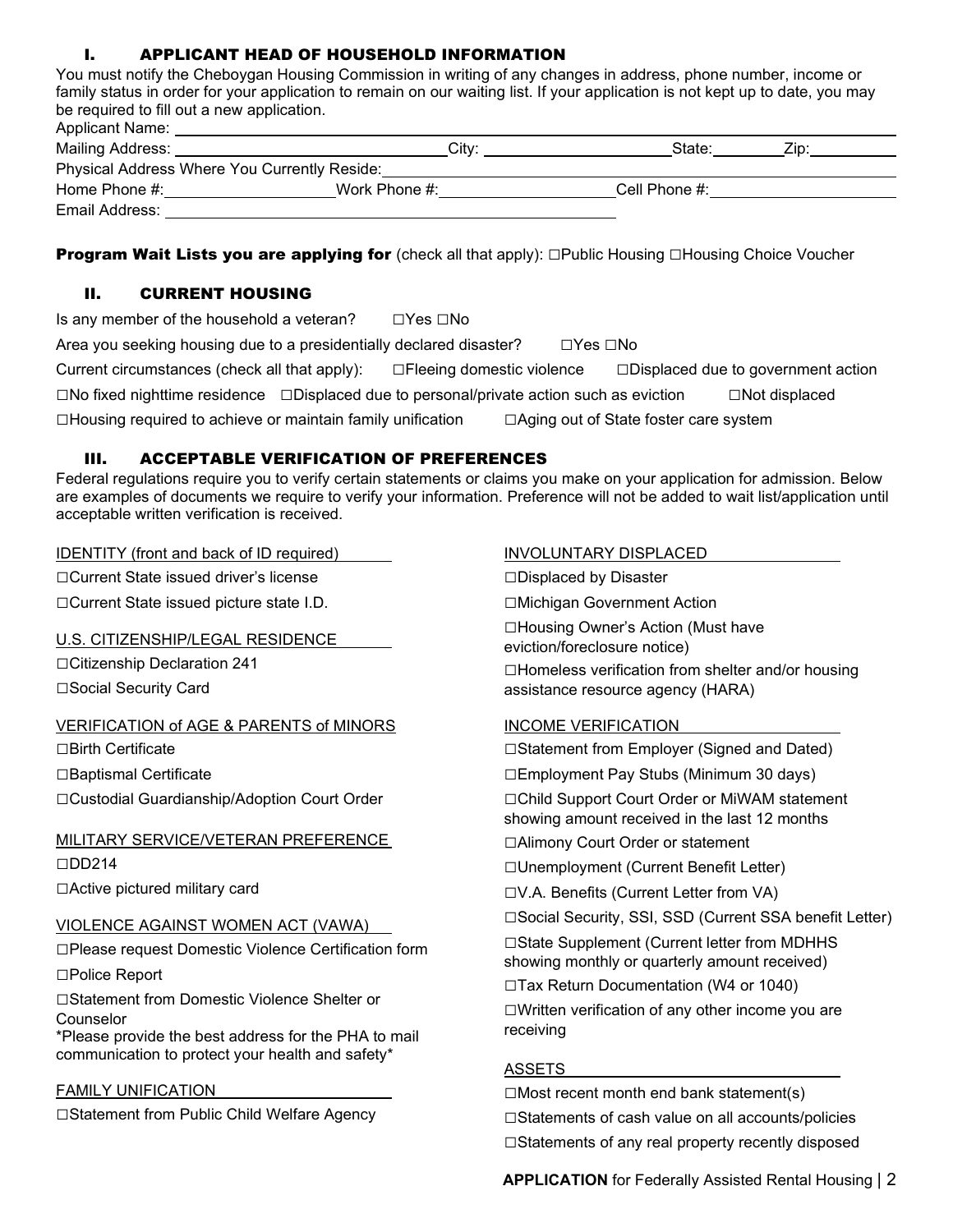## I. APPLICANT HEAD OF HOUSEHOLD INFORMATION

You must notify the Cheboygan Housing Commission in writing of any changes in address, phone number, income or family status in order for your application to remain on our waiting list. If your application is not kept up to date, you may be required to fill out a new application.

Applicant Name: ______________________________

Mailing Address: ______________________ City: ______________ State: ________ Zip: __________

Physical Address Where You Currently Reside: ______________________________

Home Phone #: ______________ Work Phone #: ______________ Cell Phone #: ______________

Email Address: ______________________________

**Program Wait Lists you are applying for** (check all that apply): ☐Public Housing ☐Housing Choice Voucher

## II. CURRENT HOUSING

Is any member of the household a veteran? ☐Yes ☐No

Area you seeking housing due to a presidentially declared disaster? ☐Yes ☐No

Current circumstances (check all that apply): ☐Fleeing domestic violence ☐Displaced due to government action ☐No fixed nighttime residence ☐Displaced due to personal/private action such as eviction ☐Not displaced ☐Housing required to achieve or maintain family unification ☐Aging out of State foster care system

## III. ACCEPTABLE VERIFICATION OF PREFERENCES

Federal regulations require you to verify certain statements or claims you make on your application for admission. Below are examples of documents we require to verify your information. Preference will not be added to wait list/application until acceptable written verification is received.

IDENTITY (front and back of ID required)

☐Current State issued driver's license

☐Current State issued picture state I.D.

U.S. CITIZENSHIP/LEGAL RESIDENCE

☐Citizenship Declaration 241

☐Social Security Card

VERIFICATION of AGE & PARENTS of MINORS

☐Birth Certificate

☐Baptismal Certificate

☐Custodial Guardianship/Adoption Court Order

MILITARY SERVICE/VETERAN PREFERENCE

☐DD214

☐Active pictured military card

VIOLENCE AGAINST WOMEN ACT (VAWA)

☐Please request Domestic Violence Certification form

☐Police Report

☐Statement from Domestic Violence Shelter or Counselor

*Please provide the best address for the PHA to mail communication to protect your health and safety*

FAMILY UNIFICATION

☐Statement from Public Child Welfare Agency

INVOLUNTARY DISPLACED

☐Displaced by Disaster

☐Michigan Government Action

☐Housing Owner's Action (Must have eviction/foreclosure notice)

☐Homeless verification from shelter and/or housing assistance resource agency (HARA)

INCOME VERIFICATION

☐Statement from Employer (Signed and Dated)

☐Employment Pay Stubs (Minimum 30 days)

☐Child Support Court Order or MiWAM statement showing amount received in the last 12 months

☐Alimony Court Order or statement

☐Unemployment (Current Benefit Letter)

☐V.A. Benefits (Current Letter from VA)

☐Social Security, SSI, SSD (Current SSA benefit Letter)

☐State Supplement (Current letter from MDHHS showing monthly or quarterly amount received)

☐Tax Return Documentation (W4 or 1040)

☐Written verification of any other income you are receiving

ASSETS

☐Most recent month end bank statement(s)

☐Statements of cash value on all accounts/policies

☐Statements of any real property recently disposed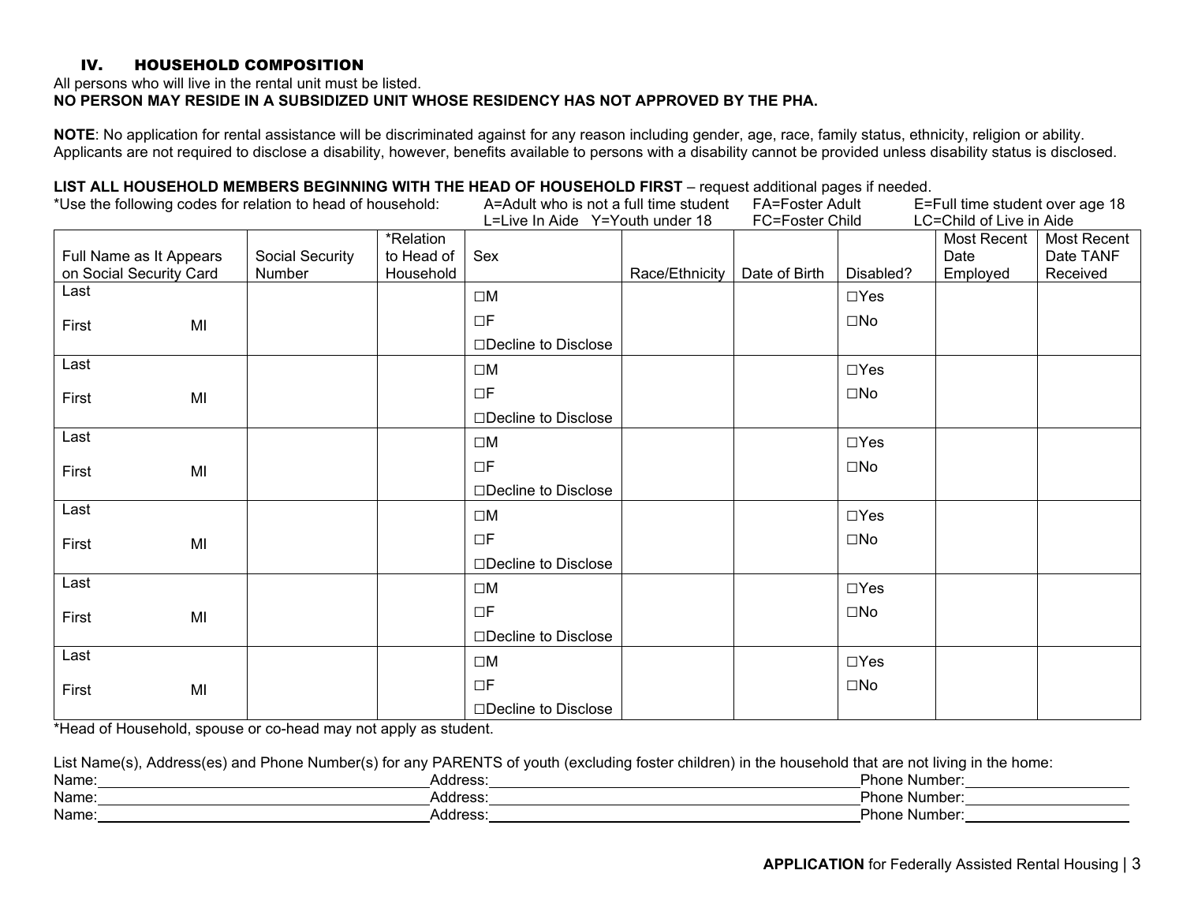## IV. HOUSEHOLD COMPOSITION

All persons who will live in the rental unit must be listed.
**NO PERSON MAY RESIDE IN A SUBSIDIZED UNIT WHOSE RESIDENCY HAS NOT APPROVED BY THE PHA.**

**NOTE**: No application for rental assistance will be discriminated against for any reason including gender, age, race, family status, ethnicity, religion or ability. Applicants are not required to disclose a disability, however, benefits available to persons with a disability cannot be provided unless disability status is disclosed.

**LIST ALL HOUSEHOLD MEMBERS BEGINNING WITH THE HEAD OF HOUSEHOLD FIRST** – request additional pages if needed.

*Use the following codes for relation to head of household: A=Adult who is not a full time student FA=Foster Adult E=Full time student over age 18 L=Live In Aide Y=Youth under 18 FC=Foster Child LC=Child of Live in Aide

| Full Name as It Appears on Social Security Card | Social Security Number | *Relation to Head of Household | Sex | Race/Ethnicity | Date of Birth | Disabled? | Most Recent Date Employed | Most Recent Date TANF Received |
|---|---|---|---|---|---|---|---|---|
| Last<br>First MI | | | ☐M<br>☐F<br>☐Decline to Disclose | | | ☐Yes<br>☐No | | |
| Last<br>First MI | | | ☐M<br>☐F<br>☐Decline to Disclose | | | ☐Yes<br>☐No | | |
| Last<br>First MI | | | ☐M<br>☐F<br>☐Decline to Disclose | | | ☐Yes<br>☐No | | |
| Last<br>First MI | | | ☐M<br>☐F<br>☐Decline to Disclose | | | ☐Yes<br>☐No | | |
| Last<br>First MI | | | ☐M<br>☐F<br>☐Decline to Disclose | | | ☐Yes<br>☐No | | |
| Last<br>First MI | | | ☐M<br>☐F<br>☐Decline to Disclose | | | ☐Yes<br>☐No | | |

*Head of Household, spouse or co-head may not apply as student.

List Name(s), Address(es) and Phone Number(s) for any PARENTS of youth (excluding foster children) in the household that are not living in the home:

Name:______________________ Address:______________________ Phone Number:______________

Name:______________________ Address:______________________ Phone Number:______________

Name:______________________ Address:______________________ Phone Number:______________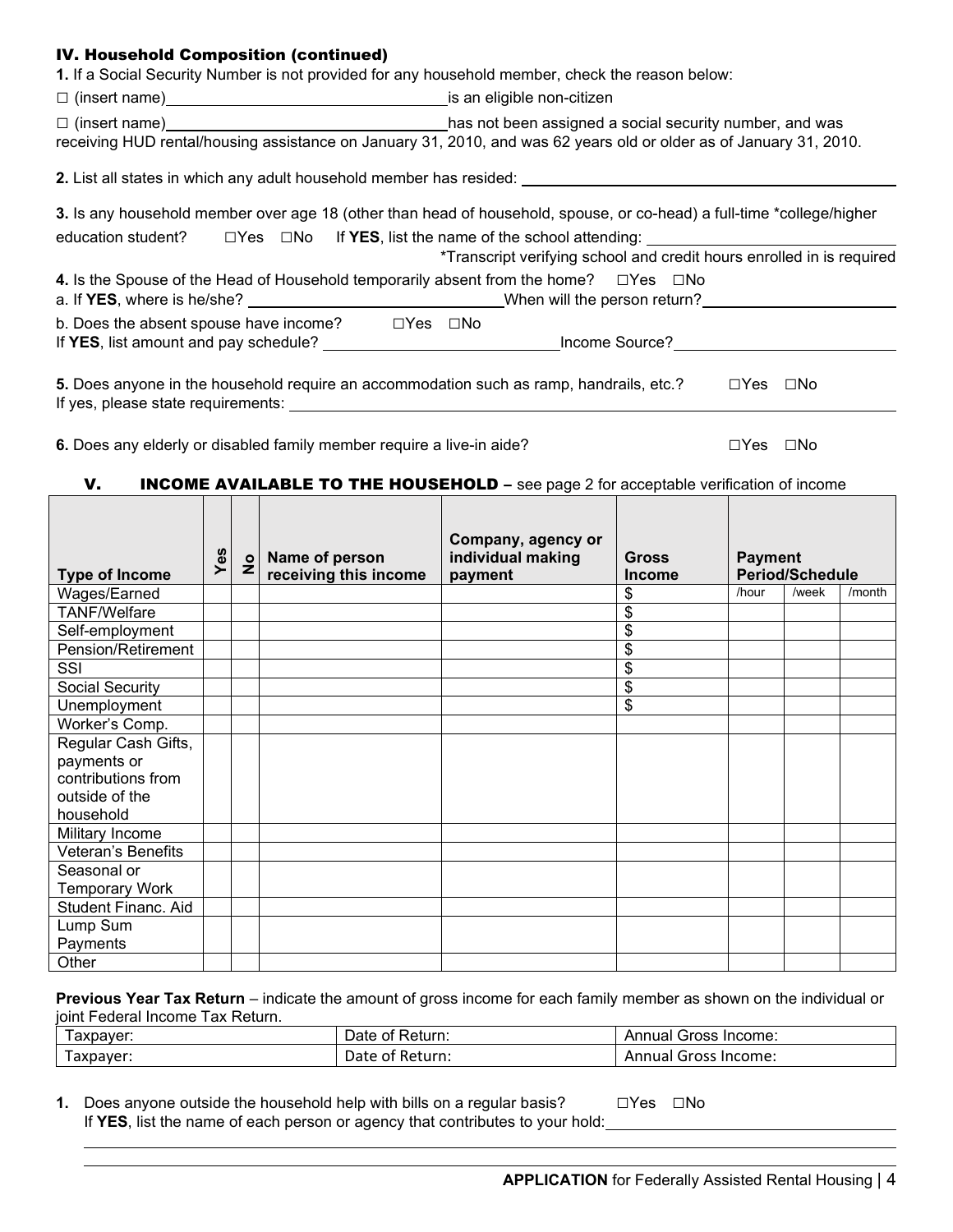## IV. Household Composition (continued)

**1.** If a Social Security Number is not provided for any household member, check the reason below:

☐ (insert name)________________________________ is an eligible non-citizen

☐ (insert name)________________________________ has not been assigned a social security number, and was receiving HUD rental/housing assistance on January 31, 2010, and was 62 years old or older as of January 31, 2010.

**2.** List all states in which any adult household member has resided: ________________________________

**3.** Is any household member over age 18 (other than head of household, spouse, or co-head) a full-time *college/higher education student? ☐Yes ☐No If **YES**, list the name of the school attending: ________________________

*Transcript verifying school and credit hours enrolled in is required

**4.** Is the Spouse of the Head of Household temporarily absent from the home? ☐Yes ☐No

a. If **YES**, where is he/she? ________________________ When will the person return? ________________________

b. Does the absent spouse have income? ☐Yes ☐No

If **YES**, list amount and pay schedule? ________________________ Income Source? ________________________

**5.** Does anyone in the household require an accommodation such as ramp, handrails, etc.? ☐Yes ☐No

If yes, please state requirements: ________________________________

**6.** Does any elderly or disabled family member require a live-in aide? ☐Yes ☐No

## V. INCOME AVAILABLE TO THE HOUSEHOLD – see page 2 for acceptable verification of income

| Type of Income | Yes | No | Name of person receiving this income | Company, agency or individual making payment | Gross Income | Payment Period/Schedule | | |
|---|---|---|---|---|---|---|---|---|
| Wages/Earned | | | | | $ | /hour | /week | /month |
| TANF/Welfare | | | | | $ | | | |
| Self-employment | | | | | $ | | | |
| Pension/Retirement | | | | | $ | | | |
| SSI | | | | | $ | | | |
| Social Security | | | | | $ | | | |
| Unemployment | | | | | $ | | | |
| Worker's Comp. | | | | | | | | |
| Regular Cash Gifts, payments or contributions from outside of the household | | | | | | | | |
| Military Income | | | | | | | | |
| Veteran's Benefits | | | | | | | | |
| Seasonal or Temporary Work | | | | | | | | |
| Student Financ. Aid | | | | | | | | |
| Lump Sum Payments | | | | | | | | |
| Other | | | | | | | | |

**Previous Year Tax Return** – indicate the amount of gross income for each family member as shown on the individual or joint Federal Income Tax Return.

| Taxpayer: | Date of Return: | Annual Gross Income: |
|---|---|---|
| Taxpayer: | Date of Return: | Annual Gross Income: |

**1.** Does anyone outside the household help with bills on a regular basis? ☐Yes ☐No

If **YES**, list the name of each person or agency that contributes to your hold: ________________________________

________________________________________________________________

________________________________________________________________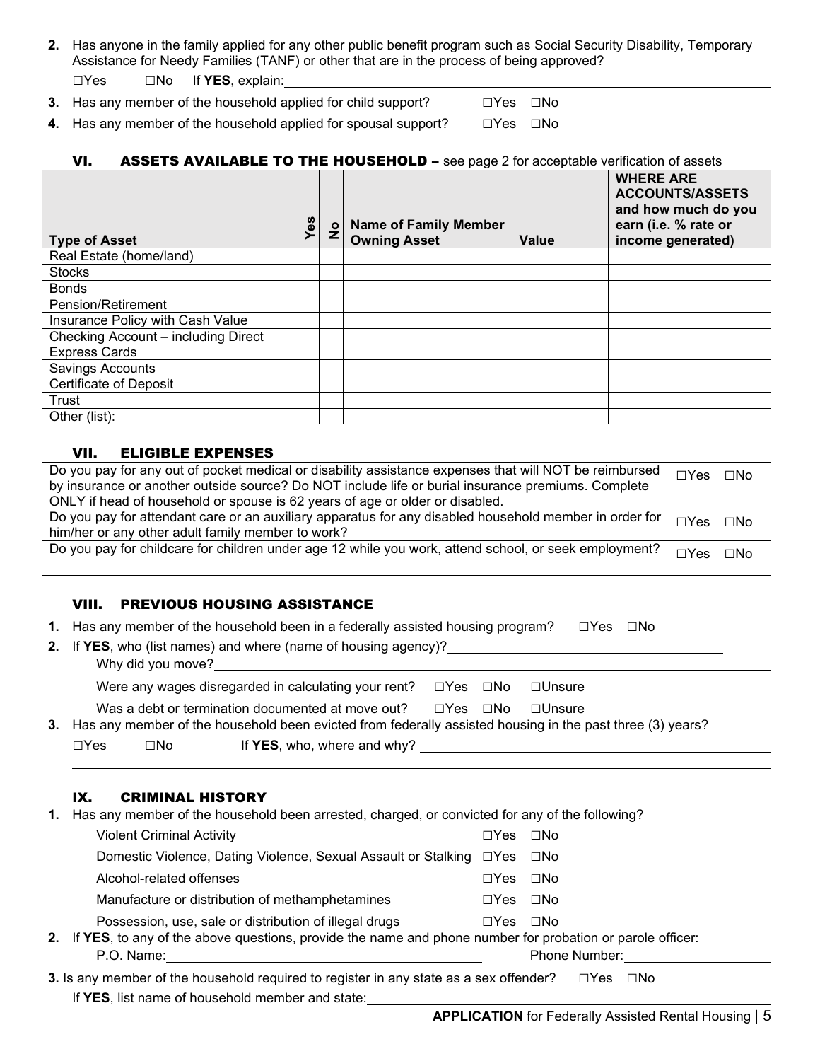2. Has anyone in the family applied for any other public benefit program such as Social Security Disability, Temporary Assistance for Needy Families (TANF) or other that are in the process of being approved?

   ☐Yes ☐No If **YES**, explain:\_\_\_\_\_\_\_\_\_\_\_\_\_\_\_\_\_\_\_\_

3. Has any member of the household applied for child support? ☐Yes ☐No
4. Has any member of the household applied for spousal support? ☐Yes ☐No

## VI. ASSETS AVAILABLE TO THE HOUSEHOLD – see page 2 for acceptable verification of assets

| Type of Asset | Yes | No | Name of Family Member Owning Asset | Value | WHERE ARE ACCOUNTS/ASSETS and how much do you earn (i.e. % rate or income generated) |
|---|---|---|---|---|---|
| Real Estate (home/land) | | | | | |
| Stocks | | | | | |
| Bonds | | | | | |
| Pension/Retirement | | | | | |
| Insurance Policy with Cash Value | | | | | |
| Checking Account – including Direct Express Cards | | | | | |
| Savings Accounts | | | | | |
| Certificate of Deposit | | | | | |
| Trust | | | | | |
| Other (list): | | | | | |

## VII. ELIGIBLE EXPENSES

| | |
|---|---|
| Do you pay for any out of pocket medical or disability assistance expenses that will NOT be reimbursed by insurance or another outside source? Do NOT include life or burial insurance premiums. Complete ONLY if head of household or spouse is 62 years of age or older or disabled. | ☐Yes ☐No |
| Do you pay for attendant care or an auxiliary apparatus for any disabled household member in order for him/her or any other adult family member to work? | ☐Yes ☐No |
| Do you pay for childcare for children under age 12 while you work, attend school, or seek employment? | ☐Yes ☐No |

## VIII. PREVIOUS HOUSING ASSISTANCE

1. Has any member of the household been in a federally assisted housing program? ☐Yes ☐No
2. If **YES**, who (list names) and where (name of housing agency)?\_\_\_\_\_\_\_\_\_\_\_\_\_\_\_\_\_\_\_\_

   Why did you move?\_\_\_\_\_\_\_\_\_\_\_\_\_\_\_\_\_\_\_\_

   Were any wages disregarded in calculating your rent? ☐Yes ☐No ☐Unsure

   Was a debt or termination documented at move out? ☐Yes ☐No ☐Unsure

3. Has any member of the household been evicted from federally assisted housing in the past three (3) years?

   ☐Yes ☐No If **YES**, who, where and why? \_\_\_\_\_\_\_\_\_\_\_\_\_\_\_\_\_\_\_\_

## IX. CRIMINAL HISTORY

1. Has any member of the household been arrested, charged, or convicted for any of the following?

   Violent Criminal Activity ☐Yes ☐No

   Domestic Violence, Dating Violence, Sexual Assault or Stalking ☐Yes ☐No

   Alcohol-related offenses ☐Yes ☐No

   Manufacture or distribution of methamphetamines ☐Yes ☐No

   Possession, use, sale or distribution of illegal drugs ☐Yes ☐No

2. If **YES**, to any of the above questions, provide the name and phone number for probation or parole officer:

   P.O. Name:\_\_\_\_\_\_\_\_\_\_\_\_\_\_\_\_\_\_\_\_ Phone Number:\_\_\_\_\_\_\_\_\_\_\_\_\_\_\_\_\_\_\_\_

3. Is any member of the household required to register in any state as a sex offender? ☐Yes ☐No

   If **YES**, list name of household member and state:\_\_\_\_\_\_\_\_\_\_\_\_\_\_\_\_\_\_\_\_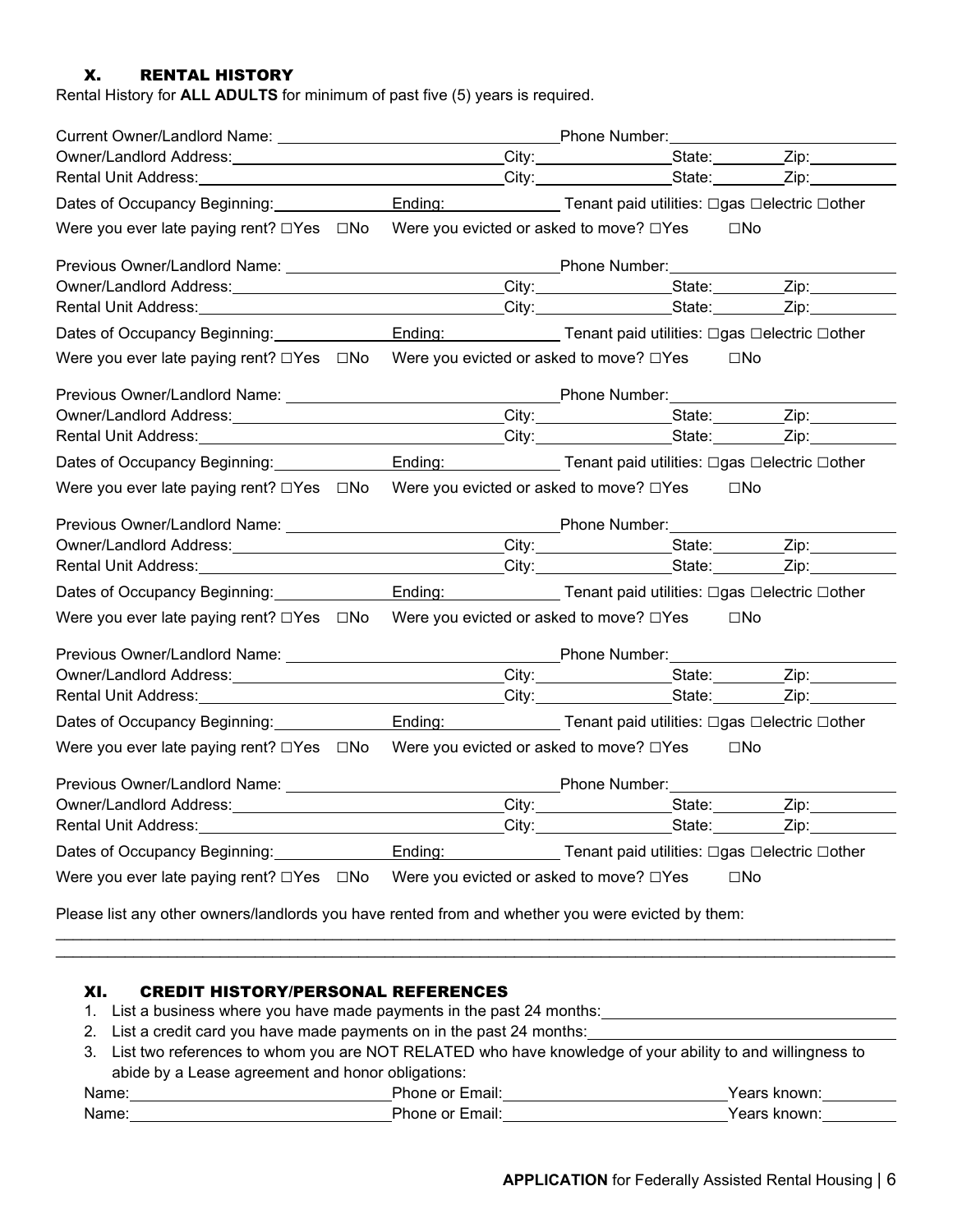## X. RENTAL HISTORY

Rental History for **ALL ADULTS** for minimum of past five (5) years is required.

Current Owner/Landlord Name: ______________________________ Phone Number: ______________________
Owner/Landlord Address: ______________________________ City: ______________ State: ________ Zip: __________
Rental Unit Address: ______________________________ City: ______________ State: ________ Zip: __________
Dates of Occupancy Beginning: ____________ Ending: ____________ Tenant paid utilities: ☐gas ☐electric ☐other
Were you ever late paying rent? ☐Yes ☐No Were you evicted or asked to move? ☐Yes ☐No

Previous Owner/Landlord Name: ______________________________ Phone Number: ______________________
Owner/Landlord Address: ______________________________ City: ______________ State: ________ Zip: __________
Rental Unit Address: ______________________________ City: ______________ State: ________ Zip: __________
Dates of Occupancy Beginning: ____________ Ending: ____________ Tenant paid utilities: ☐gas ☐electric ☐other
Were you ever late paying rent? ☐Yes ☐No Were you evicted or asked to move? ☐Yes ☐No

Previous Owner/Landlord Name: ______________________________ Phone Number: ______________________
Owner/Landlord Address: ______________________________ City: ______________ State: ________ Zip: __________
Rental Unit Address: ______________________________ City: ______________ State: ________ Zip: __________
Dates of Occupancy Beginning: ____________ Ending: ____________ Tenant paid utilities: ☐gas ☐electric ☐other
Were you ever late paying rent? ☐Yes ☐No Were you evicted or asked to move? ☐Yes ☐No

Previous Owner/Landlord Name: ______________________________ Phone Number: ______________________
Owner/Landlord Address: ______________________________ City: ______________ State: ________ Zip: __________
Rental Unit Address: ______________________________ City: ______________ State: ________ Zip: __________
Dates of Occupancy Beginning: ____________ Ending: ____________ Tenant paid utilities: ☐gas ☐electric ☐other
Were you ever late paying rent? ☐Yes ☐No Were you evicted or asked to move? ☐Yes ☐No

Previous Owner/Landlord Name: ______________________________ Phone Number: ______________________
Owner/Landlord Address: ______________________________ City: ______________ State: ________ Zip: __________
Rental Unit Address: ______________________________ City: ______________ State: ________ Zip: __________
Dates of Occupancy Beginning: ____________ Ending: ____________ Tenant paid utilities: ☐gas ☐electric ☐other
Were you ever late paying rent? ☐Yes ☐No Were you evicted or asked to move? ☐Yes ☐No

Previous Owner/Landlord Name: ______________________________ Phone Number: ______________________
Owner/Landlord Address: ______________________________ City: ______________ State: ________ Zip: __________
Rental Unit Address: ______________________________ City: ______________ State: ________ Zip: __________
Dates of Occupancy Beginning: ____________ Ending: ____________ Tenant paid utilities: ☐gas ☐electric ☐other
Were you ever late paying rent? ☐Yes ☐No Were you evicted or asked to move? ☐Yes ☐No

Please list any other owners/landlords you have rented from and whether you were evicted by them:

______________________________________________________________________________________

______________________________________________________________________________________

## XI. CREDIT HISTORY/PERSONAL REFERENCES

1. List a business where you have made payments in the past 24 months: ______________________________
2. List a credit card you have made payments on in the past 24 months: ______________________________
3. List two references to whom you are NOT RELATED who have knowledge of your ability to and willingness to abide by a Lease agreement and honor obligations:

Name: ______________________ Phone or Email: ______________________ Years known: ________
Name: ______________________ Phone or Email: ______________________ Years known: ________

**APPLICATION** for Federally Assisted Rental Housing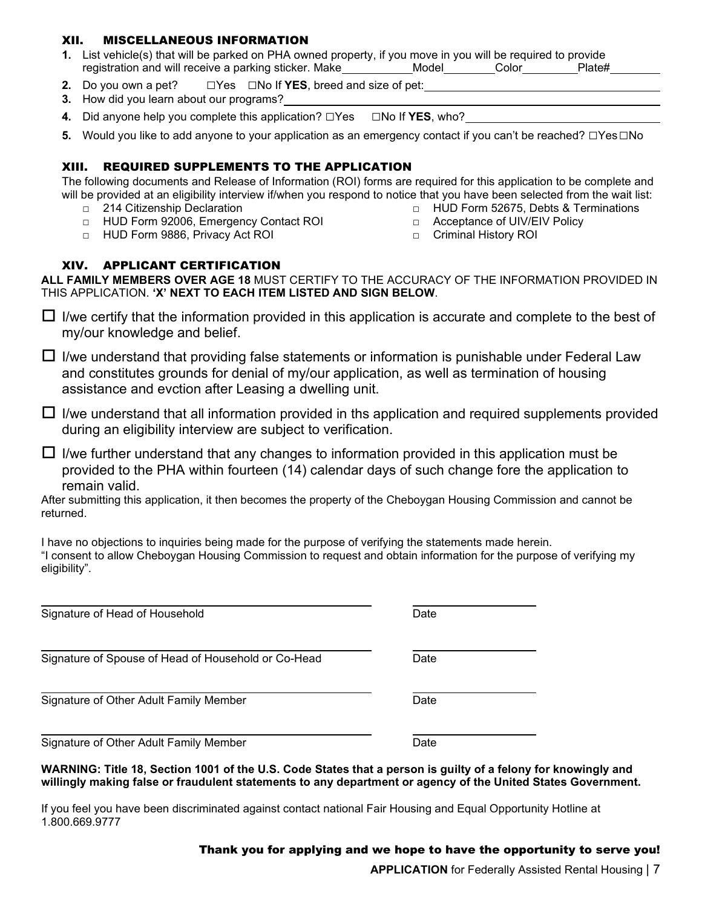## XII. MISCELLANEOUS INFORMATION

1. List vehicle(s) that will be parked on PHA owned property, if you move in you will be required to provide registration and will receive a parking sticker. Make\_\_\_\_\_\_\_\_\_\_\_Model\_\_\_\_\_\_\_\_Color\_\_\_\_\_\_\_\_\_Plate#\_\_\_\_\_\_\_\_
2. Do you own a pet? ☐Yes ☐No If **YES**, breed and size of pet:\_\_\_\_\_\_\_\_\_\_\_\_\_\_\_\_\_\_\_\_\_\_\_\_\_\_\_\_\_\_\_\_\_\_\_\_
3. How did you learn about our programs?\_\_\_\_\_\_\_\_\_\_\_\_\_\_\_\_\_\_\_\_\_\_\_\_\_\_\_\_\_\_\_\_\_\_\_\_\_\_\_\_\_\_\_\_\_\_\_\_\_\_\_\_\_\_\_\_\_\_\_\_
4. Did anyone help you complete this application? ☐Yes ☐No If **YES**, who?\_\_\_\_\_\_\_\_\_\_\_\_\_\_\_\_\_\_\_\_\_\_\_\_\_\_\_\_\_\_
5. Would you like to add anyone to your application as an emergency contact if you can't be reached? ☐Yes ☐No

## XIII. REQUIRED SUPPLEMENTS TO THE APPLICATION

The following documents and Release of Information (ROI) forms are required for this application to be complete and will be provided at an eligibility interview if/when you respond to notice that you have been selected from the wait list:

- □ 214 Citizenship Declaration
- □ HUD Form 92006, Emergency Contact ROI
- □ HUD Form 9886, Privacy Act ROI
- □ HUD Form 52675, Debts & Terminations
- □ Acceptance of UIV/EIV Policy
- □ Criminal History ROI

## XIV. APPLICANT CERTIFICATION

**ALL FAMILY MEMBERS OVER AGE 18** MUST CERTIFY TO THE ACCURACY OF THE INFORMATION PROVIDED IN THIS APPLICATION. **'X' NEXT TO EACH ITEM LISTED AND SIGN BELOW**.

☐ I/we certify that the information provided in this application is accurate and complete to the best of my/our knowledge and belief.

☐ I/we understand that providing false statements or information is punishable under Federal Law and constitutes grounds for denial of my/our application, as well as termination of housing assistance and evction after Leasing a dwelling unit.

☐ I/we understand that all information provided in ths application and required supplements provided during an eligibility interview are subject to verification.

☐ I/we further understand that any changes to information provided in this application must be provided to the PHA within fourteen (14) calendar days of such change fore the application to remain valid.

After submitting this application, it then becomes the property of the Cheboygan Housing Commission and cannot be returned.

I have no objections to inquiries being made for the purpose of verifying the statements made herein.
"I consent to allow Cheboygan Housing Commission to request and obtain information for the purpose of verifying my eligibility".

\_\_\_\_\_\_\_\_\_\_\_\_\_\_\_\_\_\_\_\_\_\_\_\_\_\_\_\_\_\_\_\_\_\_\_\_\_\_\_\_\_\_\_\_ \_\_\_\_\_\_\_\_\_\_\_\_\_\_\_\_\_
Signature of Head of Household Date

\_\_\_\_\_\_\_\_\_\_\_\_\_\_\_\_\_\_\_\_\_\_\_\_\_\_\_\_\_\_\_\_\_\_\_\_\_\_\_\_\_\_\_\_ \_\_\_\_\_\_\_\_\_\_\_\_\_\_\_\_\_
Signature of Spouse of Head of Household or Co-Head Date

\_\_\_\_\_\_\_\_\_\_\_\_\_\_\_\_\_\_\_\_\_\_\_\_\_\_\_\_\_\_\_\_\_\_\_\_\_\_\_\_\_\_\_\_ \_\_\_\_\_\_\_\_\_\_\_\_\_\_\_\_\_
Signature of Other Adult Family Member Date

\_\_\_\_\_\_\_\_\_\_\_\_\_\_\_\_\_\_\_\_\_\_\_\_\_\_\_\_\_\_\_\_\_\_\_\_\_\_\_\_\_\_\_\_ \_\_\_\_\_\_\_\_\_\_\_\_\_\_\_\_\_
Signature of Other Adult Family Member Date

**WARNING: Title 18, Section 1001 of the U.S. Code States that a person is guilty of a felony for knowingly and willingly making false or fraudulent statements to any department or agency of the United States Government.**

If you feel you have been discriminated against contact national Fair Housing and Equal Opportunity Hotline at 1.800.669.9777

**Thank you for applying and we hope to have the opportunity to serve you!**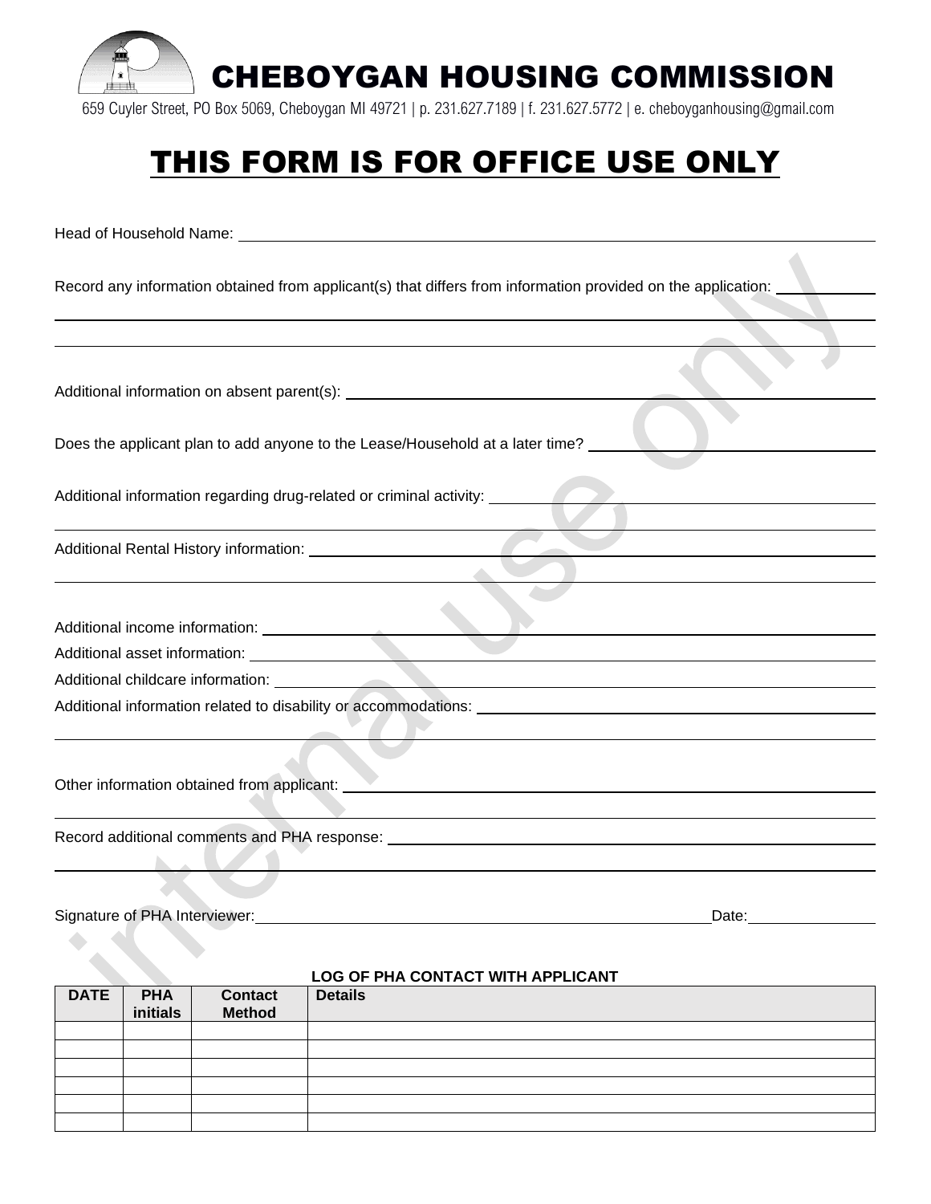# CHEBOYGAN HOUSING COMMISSION

659 Cuyler Street, PO Box 5069, Cheboygan MI 49721 | p. 231.627.7189 | f. 231.627.5772 | e. cheboyganhousing@gmail.com

# THIS FORM IS FOR OFFICE USE ONLY

Head of Household Name: \_\_\_\_\_\_\_\_\_\_\_\_\_\_\_\_\_\_\_\_\_\_\_\_\_\_\_\_\_\_\_\_\_\_\_\_\_\_\_\_

Record any information obtained from applicant(s) that differs from information provided on the application: \_\_\_\_\_\_\_\_\_\_

\_\_\_\_\_\_\_\_\_\_\_\_\_\_\_\_\_\_\_\_\_\_\_\_\_\_\_\_\_\_\_\_\_\_\_\_\_\_\_\_\_\_\_\_\_\_\_\_\_\_\_\_\_\_\_\_

\_\_\_\_\_\_\_\_\_\_\_\_\_\_\_\_\_\_\_\_\_\_\_\_\_\_\_\_\_\_\_\_\_\_\_\_\_\_\_\_\_\_\_\_\_\_\_\_\_\_\_\_\_\_\_\_

Additional information on absent parent(s): \_\_\_\_\_\_\_\_\_\_\_\_\_\_\_\_\_\_\_\_\_\_\_\_\_\_\_\_\_\_\_\_

Does the applicant plan to add anyone to the Lease/Household at a later time? \_\_\_\_\_\_\_\_\_\_\_\_\_\_\_\_\_\_\_\_

Additional information regarding drug-related or criminal activity: \_\_\_\_\_\_\_\_\_\_\_\_\_\_\_\_\_\_\_\_\_\_\_\_

\_\_\_\_\_\_\_\_\_\_\_\_\_\_\_\_\_\_\_\_\_\_\_\_\_\_\_\_\_\_\_\_\_\_\_\_\_\_\_\_\_\_\_\_\_\_\_\_\_\_\_\_\_\_\_\_

Additional Rental History information: \_\_\_\_\_\_\_\_\_\_\_\_\_\_\_\_\_\_\_\_\_\_\_\_\_\_\_\_\_\_\_\_\_\_\_\_\_\_

\_\_\_\_\_\_\_\_\_\_\_\_\_\_\_\_\_\_\_\_\_\_\_\_\_\_\_\_\_\_\_\_\_\_\_\_\_\_\_\_\_\_\_\_\_\_\_\_\_\_\_\_\_\_\_\_

Additional income information: \_\_\_\_\_\_\_\_\_\_\_\_\_\_\_\_\_\_\_\_\_\_\_\_\_\_\_\_\_\_\_\_\_\_\_\_\_\_\_\_\_\_

Additional asset information: \_\_\_\_\_\_\_\_\_\_\_\_\_\_\_\_\_\_\_\_\_\_\_\_\_\_\_\_\_\_\_\_\_\_\_\_\_\_\_\_\_\_\_

Additional childcare information: \_\_\_\_\_\_\_\_\_\_\_\_\_\_\_\_\_\_\_\_\_\_\_\_\_\_\_\_\_\_\_\_\_\_\_\_\_\_\_\_\_

Additional information related to disability or accommodations: \_\_\_\_\_\_\_\_\_\_\_\_\_\_\_\_\_\_\_\_\_\_\_\_\_\_

\_\_\_\_\_\_\_\_\_\_\_\_\_\_\_\_\_\_\_\_\_\_\_\_\_\_\_\_\_\_\_\_\_\_\_\_\_\_\_\_\_\_\_\_\_\_\_\_\_\_\_\_\_\_\_\_

Other information obtained from applicant: \_\_\_\_\_\_\_\_\_\_\_\_\_\_\_\_\_\_\_\_\_\_\_\_\_\_\_\_\_\_\_\_\_\_

\_\_\_\_\_\_\_\_\_\_\_\_\_\_\_\_\_\_\_\_\_\_\_\_\_\_\_\_\_\_\_\_\_\_\_\_\_\_\_\_\_\_\_\_\_\_\_\_\_\_\_\_\_\_\_\_

Record additional comments and PHA response: \_\_\_\_\_\_\_\_\_\_\_\_\_\_\_\_\_\_\_\_\_\_\_\_\_\_\_\_\_\_\_

\_\_\_\_\_\_\_\_\_\_\_\_\_\_\_\_\_\_\_\_\_\_\_\_\_\_\_\_\_\_\_\_\_\_\_\_\_\_\_\_\_\_\_\_\_\_\_\_\_\_\_\_\_\_\_\_

Signature of PHA Interviewer: \_\_\_\_\_\_\_\_\_\_\_\_\_\_\_\_\_\_\_\_\_\_\_\_\_\_\_\_\_\_\_\_\_\_\_\_ Date: \_\_\_\_\_\_\_\_\_\_\_\_

**LOG OF PHA CONTACT WITH APPLICANT**

| DATE | PHA initials | Contact Method | Details |
|---|---|---|---|
| | | | |
| | | | |
| | | | |
| | | | |
| | | | |
| | | | |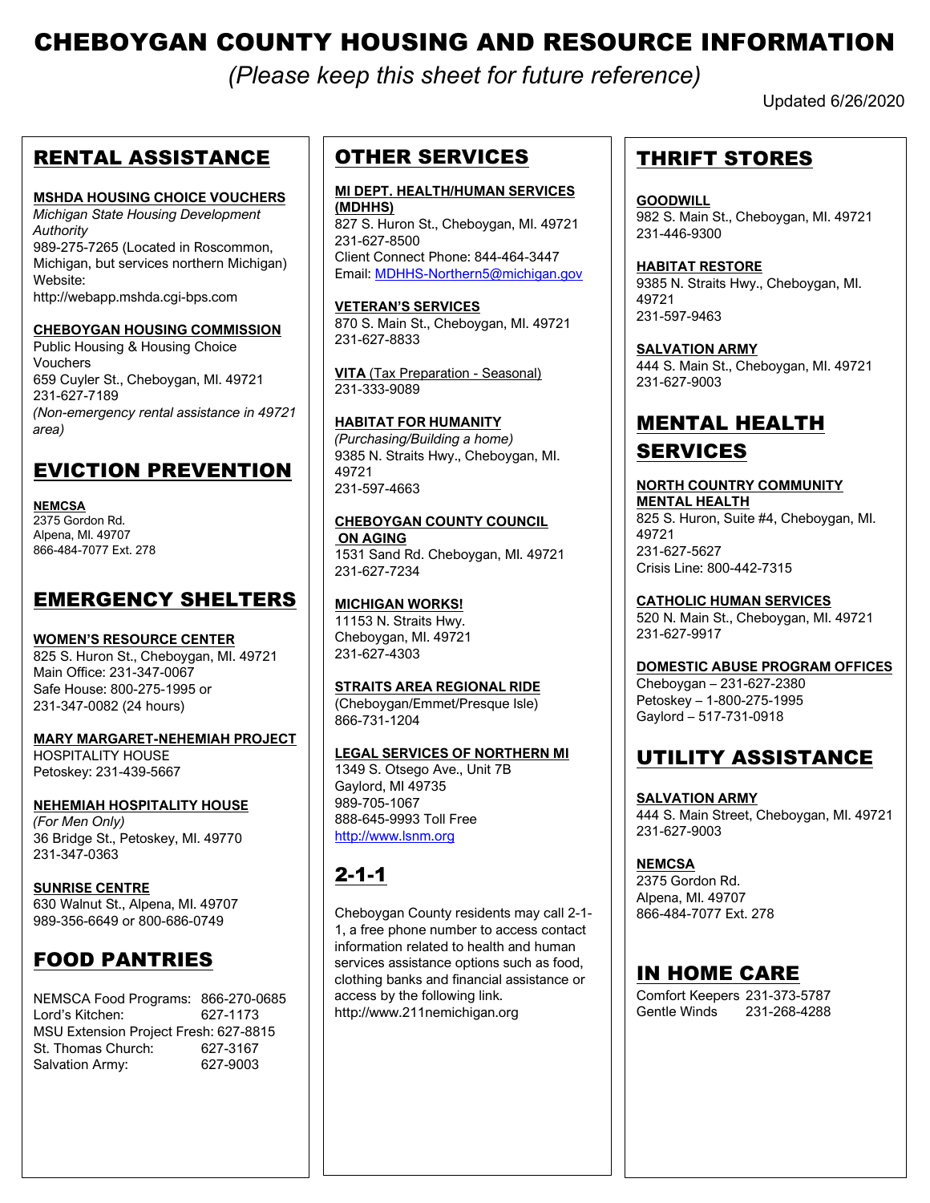# CHEBOYGAN COUNTY HOUSING AND RESOURCE INFORMATION

*(Please keep this sheet for future reference)*

Updated 6/26/2020

## RENTAL ASSISTANCE

**MSHDA HOUSING CHOICE VOUCHERS**
*Michigan State Housing Development Authority*
989-275-7265 (Located in Roscommon, Michigan, but services northern Michigan)
Website:
http://webapp.mshda.cgi-bps.com

**CHEBOYGAN HOUSING COMMISSION**
Public Housing & Housing Choice Vouchers
659 Cuyler St., Cheboygan, MI. 49721
231-627-7189
*(Non-emergency rental assistance in 49721 area)*

## EVICTION PREVENTION

**NEMCSA**
2375 Gordon Rd.
Alpena, MI. 49707
866-484-7077 Ext. 278

## EMERGENCY SHELTERS

**WOMEN'S RESOURCE CENTER**
825 S. Huron St., Cheboygan, MI. 49721
Main Office: 231-347-0067
Safe House: 800-275-1995 or
231-347-0082 (24 hours)

**MARY MARGARET-NEHEMIAH PROJECT**
HOSPITALITY HOUSE
Petoskey: 231-439-5667

**NEHEMIAH HOSPITALITY HOUSE**
*(For Men Only)*
36 Bridge St., Petoskey, MI. 49770
231-347-0363

**SUNRISE CENTRE**
630 Walnut St., Alpena, MI. 49707
989-356-6649 or 800-686-0749

## FOOD PANTRIES

| | |
|---|---|
| NEMSCA Food Programs: | 866-270-0685 |
| Lord's Kitchen: | 627-1173 |
| MSU Extension Project Fresh: | 627-8815 |
| St. Thomas Church: | 627-3167 |
| Salvation Army: | 627-9003 |

## OTHER SERVICES

**MI DEPT. HEALTH/HUMAN SERVICES (MDHHS)**
827 S. Huron St., Cheboygan, MI. 49721
231-627-8500
Client Connect Phone: 844-464-3447
Email: MDHHS-Northern5@michigan.gov

**VETERAN'S SERVICES**
870 S. Main St., Cheboygan, MI. 49721
231-627-8833

**VITA** (Tax Preparation - Seasonal)
231-333-9089

**HABITAT FOR HUMANITY**
*(Purchasing/Building a home)*
9385 N. Straits Hwy., Cheboygan, MI. 49721
231-597-4663

**CHEBOYGAN COUNTY COUNCIL ON AGING**
1531 Sand Rd. Cheboygan, MI. 49721
231-627-7234

**MICHIGAN WORKS!**
11153 N. Straits Hwy.
Cheboygan, MI. 49721
231-627-4303

**STRAITS AREA REGIONAL RIDE**
(Cheboygan/Emmet/Presque Isle)
866-731-1204

**LEGAL SERVICES OF NORTHERN MI**
1349 S. Otsego Ave., Unit 7B
Gaylord, MI 49735
989-705-1067
888-645-9993 Toll Free
http://www.lsnm.org

## 2-1-1

Cheboygan County residents may call 2-1-1, a free phone number to access contact information related to health and human services assistance options such as food, clothing banks and financial assistance or access by the following link.
http://www.211nemichigan.org

## THRIFT STORES

**GOODWILL**
982 S. Main St., Cheboygan, MI. 49721
231-446-9300

**HABITAT RESTORE**
9385 N. Straits Hwy., Cheboygan, MI. 49721
231-597-9463

**SALVATION ARMY**
444 S. Main St., Cheboygan, MI. 49721
231-627-9003

## MENTAL HEALTH SERVICES

**NORTH COUNTRY COMMUNITY MENTAL HEALTH**
825 S. Huron, Suite #4, Cheboygan, MI. 49721
231-627-5627
Crisis Line: 800-442-7315

**CATHOLIC HUMAN SERVICES**
520 N. Main St., Cheboygan, MI. 49721
231-627-9917

**DOMESTIC ABUSE PROGRAM OFFICES**
Cheboygan – 231-627-2380
Petoskey – 1-800-275-1995
Gaylord – 517-731-0918

## UTILITY ASSISTANCE

**SALVATION ARMY**
444 S. Main Street, Cheboygan, MI. 49721
231-627-9003

**NEMCSA**
2375 Gordon Rd.
Alpena, MI. 49707
866-484-7077 Ext. 278

## IN HOME CARE

| | |
|---|---|
| Comfort Keepers | 231-373-5787 |
| Gentle Winds | 231-268-4288 |